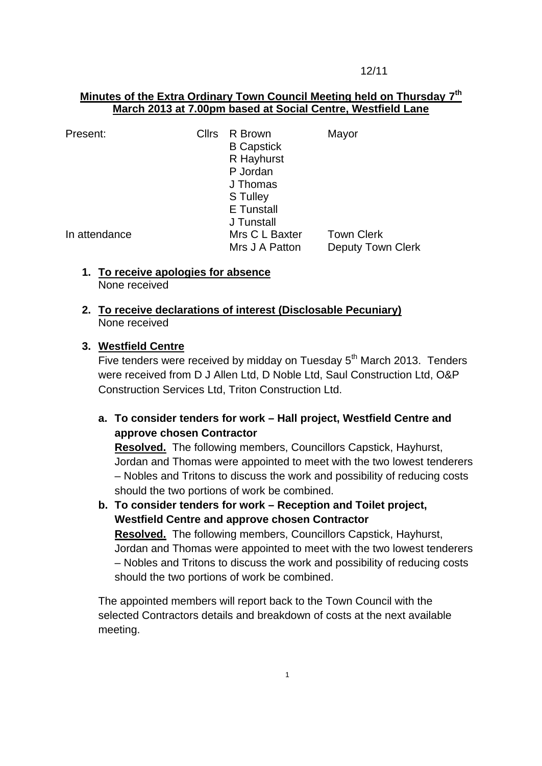12/11

**Minutes of the Extra Ordinary Town Council Meeting held on Thursday 7th March 2013 at 7.00pm based at Social Centre, Westfield Lane**

| | | | |
|---|---|---|---|
| Present: | Cllrs | R Brown | Mayor |
| | | B Capstick | |
| | | R Hayhurst | |
| | | P Jordan | |
| | | J Thomas | |
| | | S Tulley | |
| | | E Tunstall | |
| | | J Tunstall | |
| In attendance | | Mrs C L Baxter | Town Clerk |
| | | Mrs J A Patton | Deputy Town Clerk |

1. **To receive apologies for absence**
   None received

2. **To receive declarations of interest (Disclosable Pecuniary)**
   None received

3. **Westfield Centre**
   Five tenders were received by midday on Tuesday 5th March 2013. Tenders were received from D J Allen Ltd, D Noble Ltd, Saul Construction Ltd, O&P Construction Services Ltd, Triton Construction Ltd.

   a. **To consider tenders for work – Hall project, Westfield Centre and approve chosen Contractor**
      **Resolved.** The following members, Councillors Capstick, Hayhurst, Jordan and Thomas were appointed to meet with the two lowest tenderers – Nobles and Tritons to discuss the work and possibility of reducing costs should the two portions of work be combined.

   b. **To consider tenders for work – Reception and Toilet project, Westfield Centre and approve chosen Contractor**
      **Resolved.** The following members, Councillors Capstick, Hayhurst, Jordan and Thomas were appointed to meet with the two lowest tenderers – Nobles and Tritons to discuss the work and possibility of reducing costs should the two portions of work be combined.

   The appointed members will report back to the Town Council with the selected Contractors details and breakdown of costs at the next available meeting.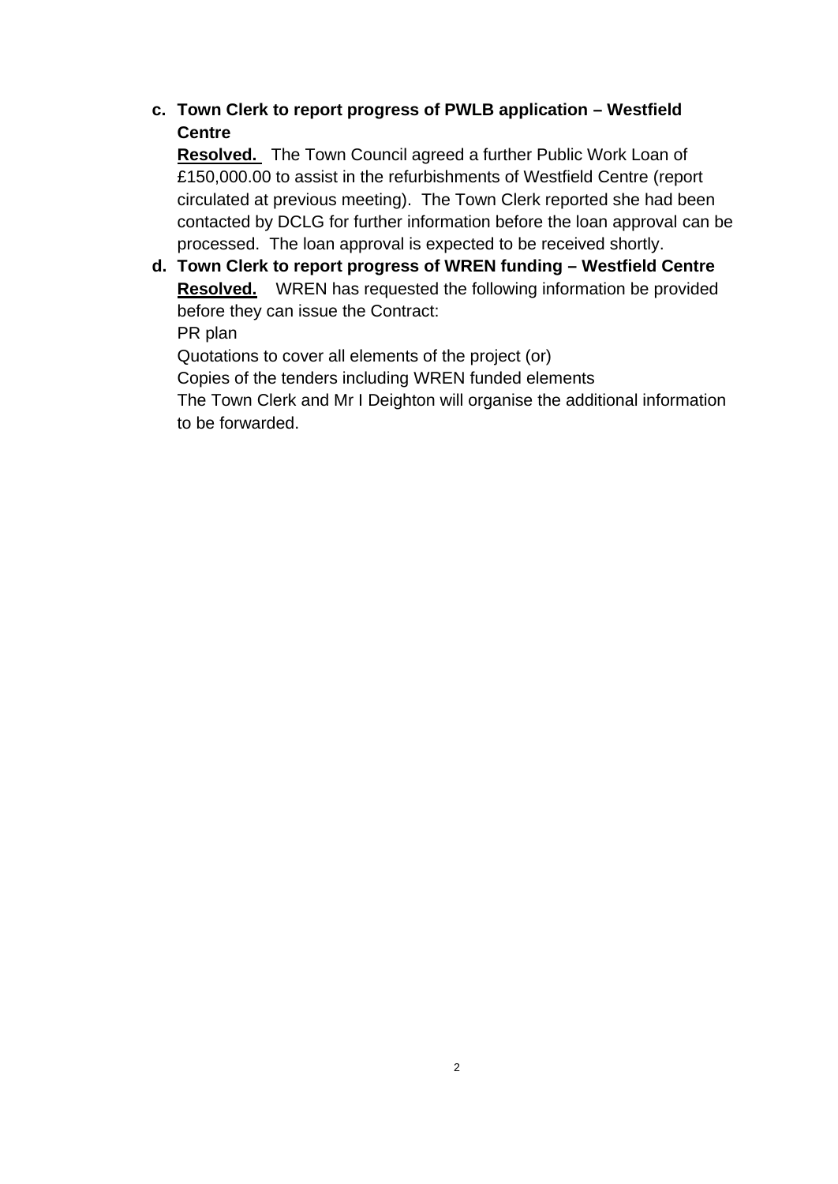c. **Town Clerk to report progress of PWLB application – Westfield Centre**

   **Resolved.** The Town Council agreed a further Public Work Loan of £150,000.00 to assist in the refurbishments of Westfield Centre (report circulated at previous meeting). The Town Clerk reported she had been contacted by DCLG for further information before the loan approval can be processed. The loan approval is expected to be received shortly.

d. **Town Clerk to report progress of WREN funding – Westfield Centre**

   **Resolved.** WREN has requested the following information be provided before they can issue the Contract:

   PR plan

   Quotations to cover all elements of the project (or)

   Copies of the tenders including WREN funded elements

   The Town Clerk and Mr I Deighton will organise the additional information to be forwarded.